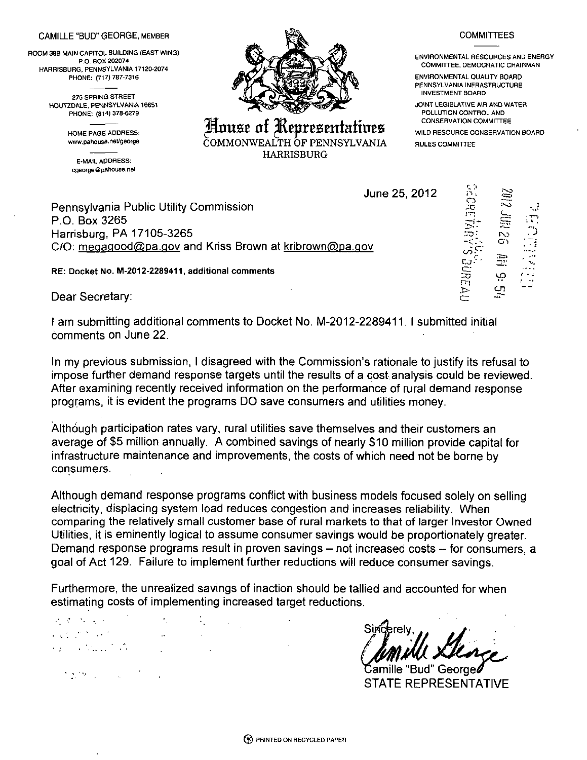CAMILLE "BUD" GEORGE, MEMBER

ROOM 38B MAIN CAPITOL BUILDING (EAST WING)
P.O. BOX 202074
HARRISBURG, PENNSYLVANIA 17120-2074
PHONE: (717) 787-7316

275 SPRING STREET
HOUTZDALE, PENNSYLVANIA 16651
PHONE: (814) 378-6279

HOME PAGE ADDRESS:
www.pahouse.net/george

E-MAIL ADDRESS:
cgeorge@pahouse.net

# House of Representatives

COMMONWEALTH OF PENNSYLVANIA
HARRISBURG

COMMITTEES

ENVIRONMENTAL RESOURCES AND ENERGY COMMITTEE, DEMOCRATIC CHAIRMAN
ENVIRONMENTAL QUALITY BOARD
PENNSYLVANIA INFRASTRUCTURE INVESTMENT BOARD
JOINT LEGISLATIVE AIR AND WATER POLLUTION CONTROL AND CONSERVATION COMMITTEE
WILD RESOURCE CONSERVATION BOARD
RULES COMMITTEE

June 25, 2012

RECEIVED
2012 JUN 26 AM 9:54
PA P.U.C.
SECRETARY'S BUREAU

Pennsylvania Public Utility Commission
P.O. Box 3265
Harrisburg, PA 17105-3265
C/O: megagood@pa.gov and Kriss Brown at kribrown@pa.gov

**RE: Docket No. M-2012-2289411, additional comments**

Dear Secretary:

I am submitting additional comments to Docket No. M-2012-2289411. I submitted initial comments on June 22.

In my previous submission, I disagreed with the Commission's rationale to justify its refusal to impose further demand response targets until the results of a cost analysis could be reviewed. After examining recently received information on the performance of rural demand response programs, it is evident the programs DO save consumers and utilities money.

Although participation rates vary, rural utilities save themselves and their customers an average of $5 million annually. A combined savings of nearly $10 million provide capital for infrastructure maintenance and improvements, the costs of which need not be borne by consumers.

Although demand response programs conflict with business models focused solely on selling electricity, displacing system load reduces congestion and increases reliability. When comparing the relatively small customer base of rural markets to that of larger Investor Owned Utilities, it is eminently logical to assume consumer savings would be proportionately greater. Demand response programs result in proven savings – not increased costs -- for consumers, a goal of Act 129. Failure to implement further reductions will reduce consumer savings.

Furthermore, the unrealized savings of inaction should be tallied and accounted for when estimating costs of implementing increased target reductions.

Sincerely,

Camille George

Camille "Bud" George
STATE REPRESENTATIVE

PRINTED ON RECYCLED PAPER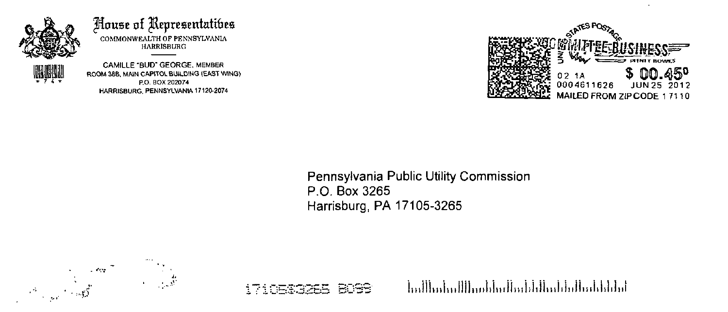House of Representatives
COMMONWEALTH OF PENNSYLVANIA
HARRISBURG

CAMILLE "BUD" GEORGE, MEMBER
ROOM 38B, MAIN CAPITOL BUILDING (EAST WING)
P.O. BOX 202074
HARRISBURG, PENNSYLVANIA 17120-2074

COMMITTEE BUSINESS
UNITED STATES POSTAGE
PITNEY BOWES
02 1A $ 00.45[0]
0004611626 JUN 25 2012
MAILED FROM ZIP CODE 17110

Pennsylvania Public Utility Commission
P.O. Box 3265
Harrisburg, PA 17105-3265

17105$3265 B099